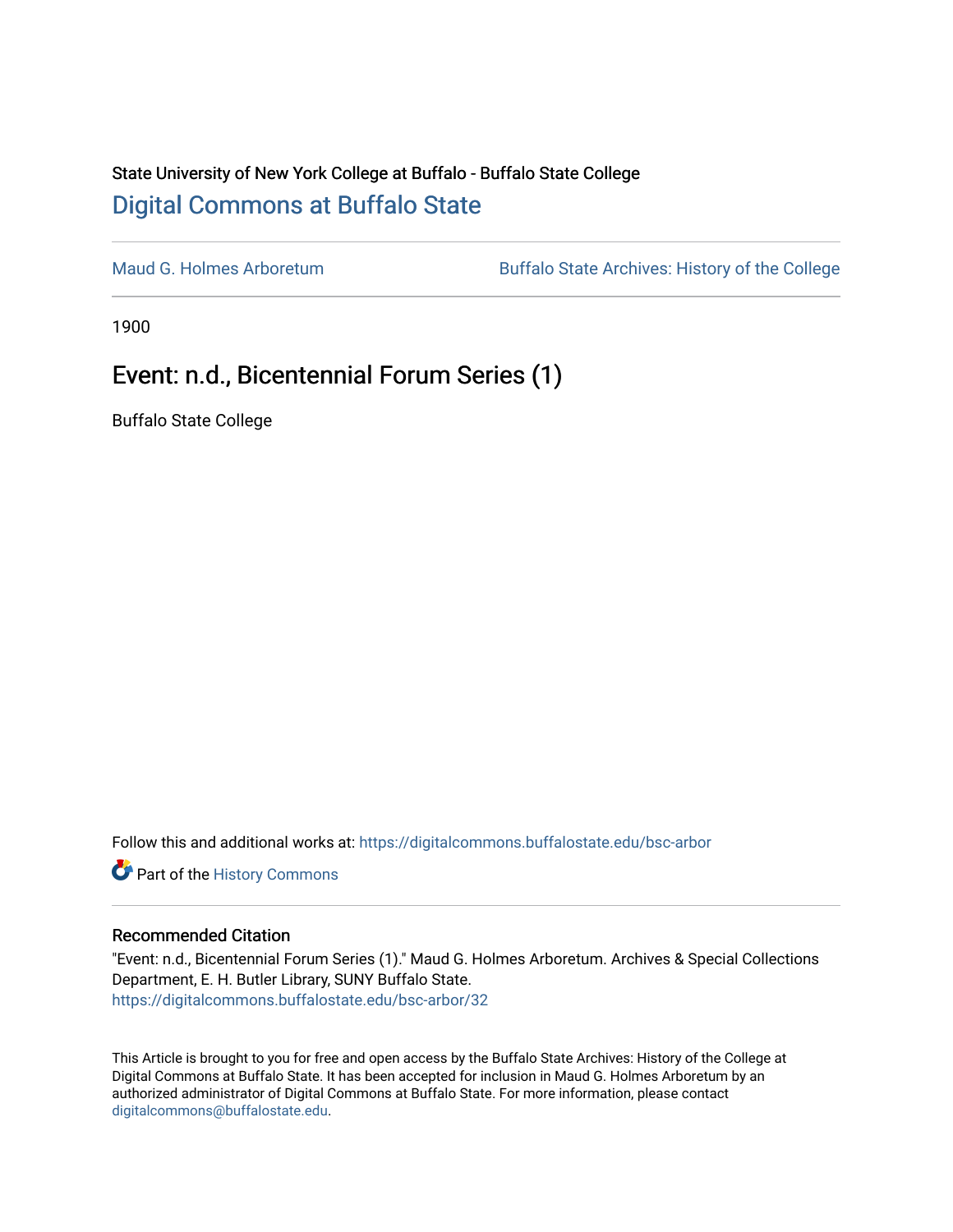State University of New York College at Buffalo - Buffalo State College

# Digital Commons at Buffalo State

Maud G. Holmes Arboretum | Buffalo State Archives: History of the College

1900

## Event: n.d., Bicentennial Forum Series (1)

Buffalo State College

Follow this and additional works at: https://digitalcommons.buffalostate.edu/bsc-arbor

Part of the History Commons

### Recommended Citation

"Event: n.d., Bicentennial Forum Series (1)." Maud G. Holmes Arboretum. Archives & Special Collections Department, E. H. Butler Library, SUNY Buffalo State.
https://digitalcommons.buffalostate.edu/bsc-arbor/32

This Article is brought to you for free and open access by the Buffalo State Archives: History of the College at Digital Commons at Buffalo State. It has been accepted for inclusion in Maud G. Holmes Arboretum by an authorized administrator of Digital Commons at Buffalo State. For more information, please contact digitalcommons@buffalostate.edu.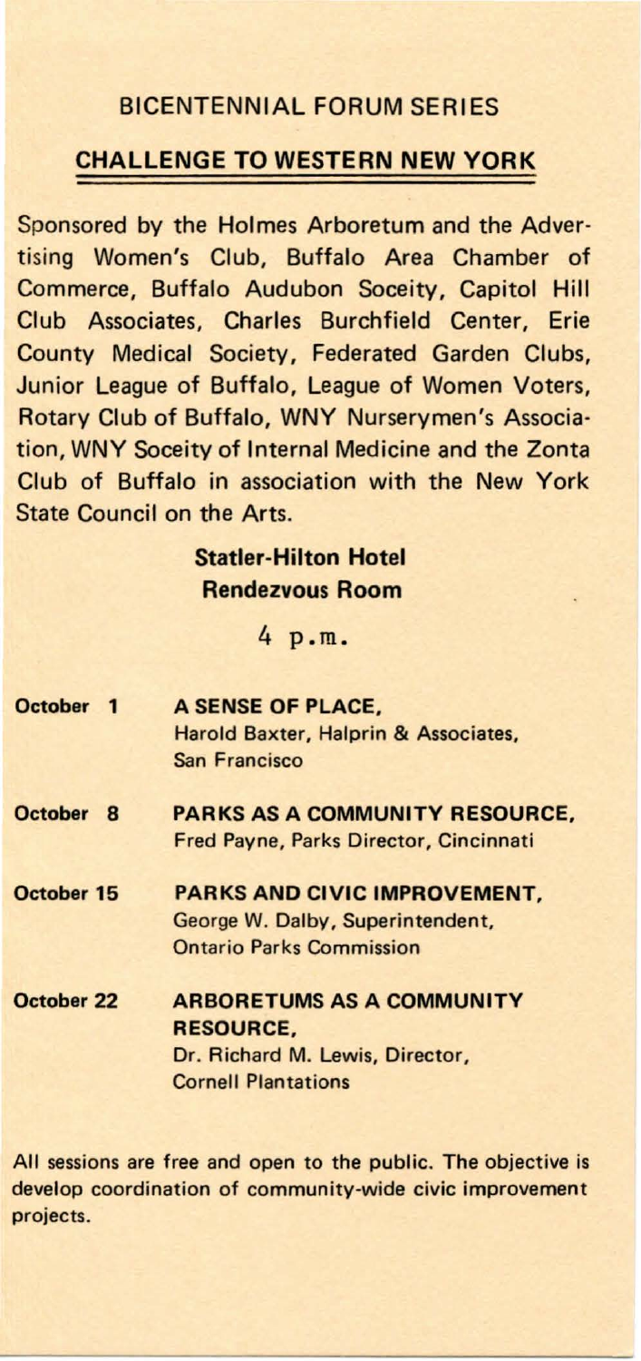## BICENTENNIAL FORUM SERIES

## CHALLENGE TO WESTERN NEW YORK

Sponsored by the Holmes Arboretum and the Advertising Women's Club, Buffalo Area Chamber of Commerce, Buffalo Audubon Soceity, Capitol Hill Club Associates, Charles Burchfield Center, Erie County Medical Society, Federated Garden Clubs, Junior League of Buffalo, League of Women Voters, Rotary Club of Buffalo, WNY Nurserymen's Association, WNY Soceity of Internal Medicine and the Zonta Club of Buffalo in association with the New York State Council on the Arts.

**Statler-Hilton Hotel**
**Rendezvous Room**

4 p.m.

| | |
|---|---|
| **October 1** | **A SENSE OF PLACE,** Harold Baxter, Halprin & Associates, San Francisco |
| **October 8** | **PARKS AS A COMMUNITY RESOURCE,** Fred Payne, Parks Director, Cincinnati |
| **October 15** | **PARKS AND CIVIC IMPROVEMENT,** George W. Dalby, Superintendent, Ontario Parks Commission |
| **October 22** | **ARBORETUMS AS A COMMUNITY RESOURCE,** Dr. Richard M. Lewis, Director, Cornell Plantations |

All sessions are free and open to the public. The objective is develop coordination of community-wide civic improvement projects.